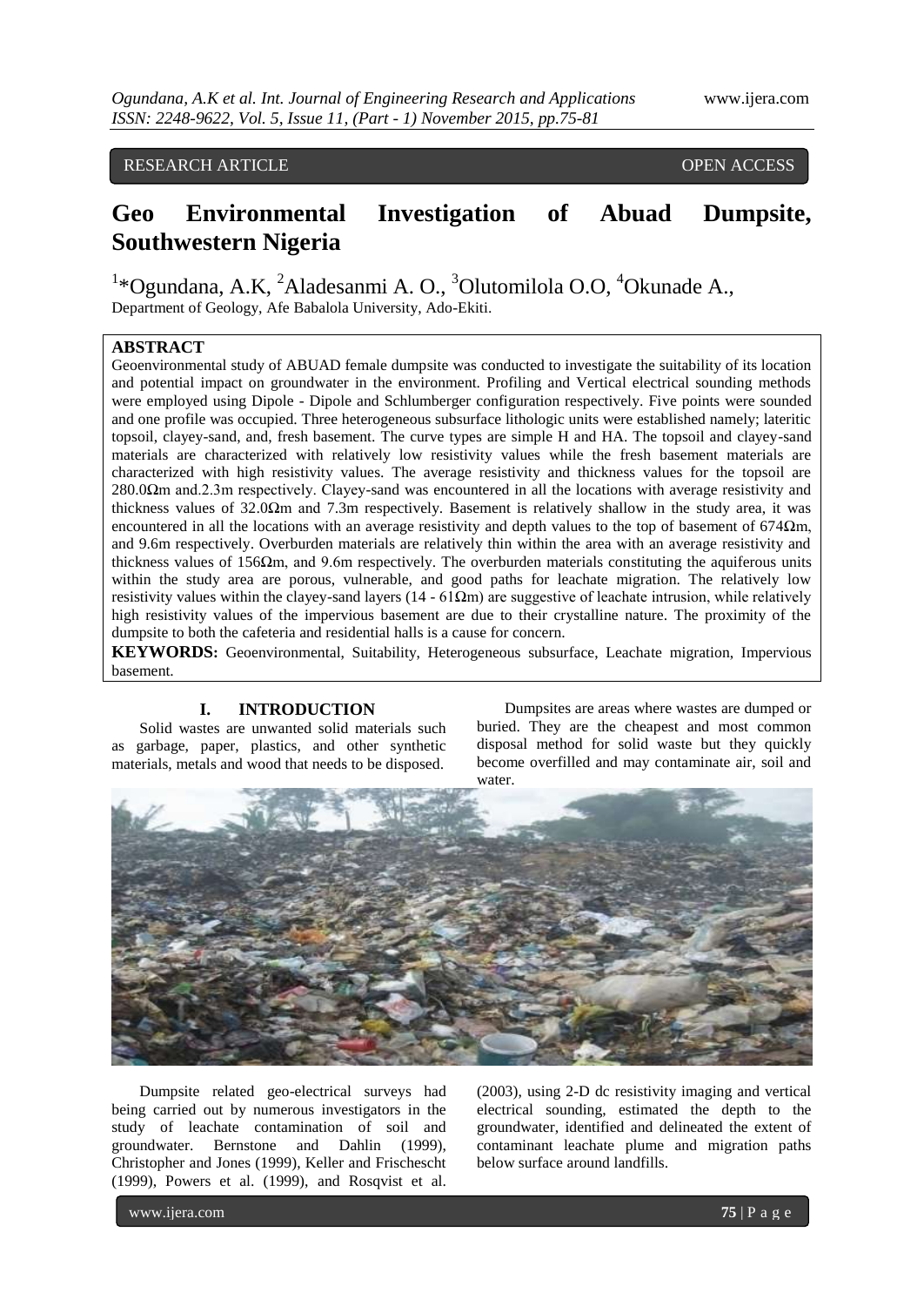RESEARCH ARTICLE　　　　　　　　　　　　　　　　　　　　　　　　　　　　OPEN ACCESS

# Geo Environmental Investigation of Abuad Dumpsite, Southwestern Nigeria

[1]*Ogundana, A.K, [2]Aladesanmi A. O., [3]Olutomilola O.O, [4]Okunade A.,
Department of Geology, Afe Babalola University, Ado-Ekiti.

## ABSTRACT

Geoenvironmental study of ABUAD female dumpsite was conducted to investigate the suitability of its location and potential impact on groundwater in the environment. Profiling and Vertical electrical sounding methods were employed using Dipole - Dipole and Schlumberger configuration respectively. Five points were sounded and one profile was occupied. Three heterogeneous subsurface lithologic units were established namely; lateritic topsoil, clayey-sand, and, fresh basement. The curve types are simple H and HA. The topsoil and clayey-sand materials are characterized with relatively low resistivity values while the fresh basement materials are characterized with high resistivity values. The average resistivity and thickness values for the topsoil are 280.0Ωm and.2.3m respectively. Clayey-sand was encountered in all the locations with average resistivity and thickness values of 32.0Ωm and 7.3m respectively. Basement is relatively shallow in the study area, it was encountered in all the locations with an average resistivity and depth values to the top of basement of 674Ωm, and 9.6m respectively. Overburden materials are relatively thin within the area with an average resistivity and thickness values of 156Ωm, and 9.6m respectively. The overburden materials constituting the aquiferous units within the study area are porous, vulnerable, and good paths for leachate migration. The relatively low resistivity values within the clayey-sand layers (14 - 61Ωm) are suggestive of leachate intrusion, while relatively high resistivity values of the impervious basement are due to their crystalline nature. The proximity of the dumpsite to both the cafeteria and residential halls is a cause for concern.

**KEYWORDS:** Geoenvironmental, Suitability, Heterogeneous subsurface, Leachate migration, Impervious basement.

## I. INTRODUCTION

Solid wastes are unwanted solid materials such as garbage, paper, plastics, and other synthetic materials, metals and wood that needs to be disposed.

Dumpsites are areas where wastes are dumped or buried. They are the cheapest and most common disposal method for solid waste but they quickly become overfilled and may contaminate air, soil and water.

Dumpsite related geo-electrical surveys had being carried out by numerous investigators in the study of leachate contamination of soil and groundwater. Bernstone and Dahlin (1999), Christopher and Jones (1999), Keller and Frischescht (1999), Powers et al. (1999), and Rosqvist et al. (2003), using 2-D dc resistivity imaging and vertical electrical sounding, estimated the depth to the groundwater, identified and delineated the extent of contaminant leachate plume and migration paths below surface around landfills.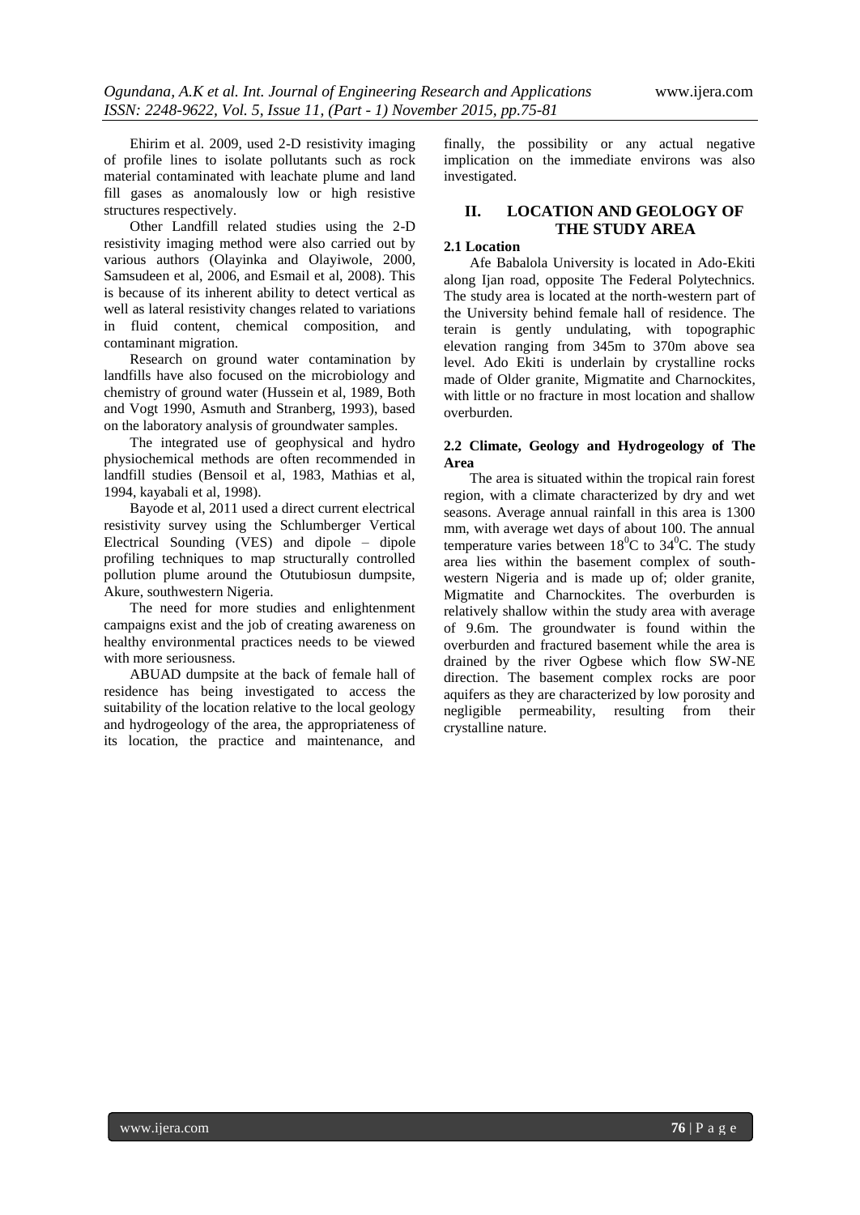Ehirim et al. 2009, used 2-D resistivity imaging of profile lines to isolate pollutants such as rock material contaminated with leachate plume and land fill gases as anomalously low or high resistive structures respectively.

Other Landfill related studies using the 2-D resistivity imaging method were also carried out by various authors (Olayinka and Olayiwole, 2000, Samsudeen et al, 2006, and Esmail et al, 2008). This is because of its inherent ability to detect vertical as well as lateral resistivity changes related to variations in fluid content, chemical composition, and contaminant migration.

Research on ground water contamination by landfills have also focused on the microbiology and chemistry of ground water (Hussein et al, 1989, Both and Vogt 1990, Asmuth and Stranberg, 1993), based on the laboratory analysis of groundwater samples.

The integrated use of geophysical and hydro physiochemical methods are often recommended in landfill studies (Bensoil et al, 1983, Mathias et al, 1994, kayabali et al, 1998).

Bayode et al, 2011 used a direct current electrical resistivity survey using the Schlumberger Vertical Electrical Sounding (VES) and dipole – dipole profiling techniques to map structurally controlled pollution plume around the Otutubiosun dumpsite, Akure, southwestern Nigeria.

The need for more studies and enlightenment campaigns exist and the job of creating awareness on healthy environmental practices needs to be viewed with more seriousness.

ABUAD dumpsite at the back of female hall of residence has being investigated to access the suitability of the location relative to the local geology and hydrogeology of the area, the appropriateness of its location, the practice and maintenance, and finally, the possibility or any actual negative implication on the immediate environs was also investigated.

## II. LOCATION AND GEOLOGY OF THE STUDY AREA

### 2.1 Location

Afe Babalola University is located in Ado-Ekiti along Ijan road, opposite The Federal Polytechnics. The study area is located at the north-western part of the University behind female hall of residence. The terain is gently undulating, with topographic elevation ranging from 345m to 370m above sea level. Ado Ekiti is underlain by crystalline rocks made of Older granite, Migmatite and Charnockites, with little or no fracture in most location and shallow overburden.

### 2.2 Climate, Geology and Hydrogeology of The Area

The area is situated within the tropical rain forest region, with a climate characterized by dry and wet seasons. Average annual rainfall in this area is 1300 mm, with average wet days of about 100. The annual temperature varies between $18^0$C to $34^0$C. The study area lies within the basement complex of south-western Nigeria and is made up of; older granite, Migmatite and Charnockites. The overburden is relatively shallow within the study area with average of 9.6m. The groundwater is found within the overburden and fractured basement while the area is drained by the river Ogbese which flow SW-NE direction. The basement complex rocks are poor aquifers as they are characterized by low porosity and negligible permeability, resulting from their crystalline nature.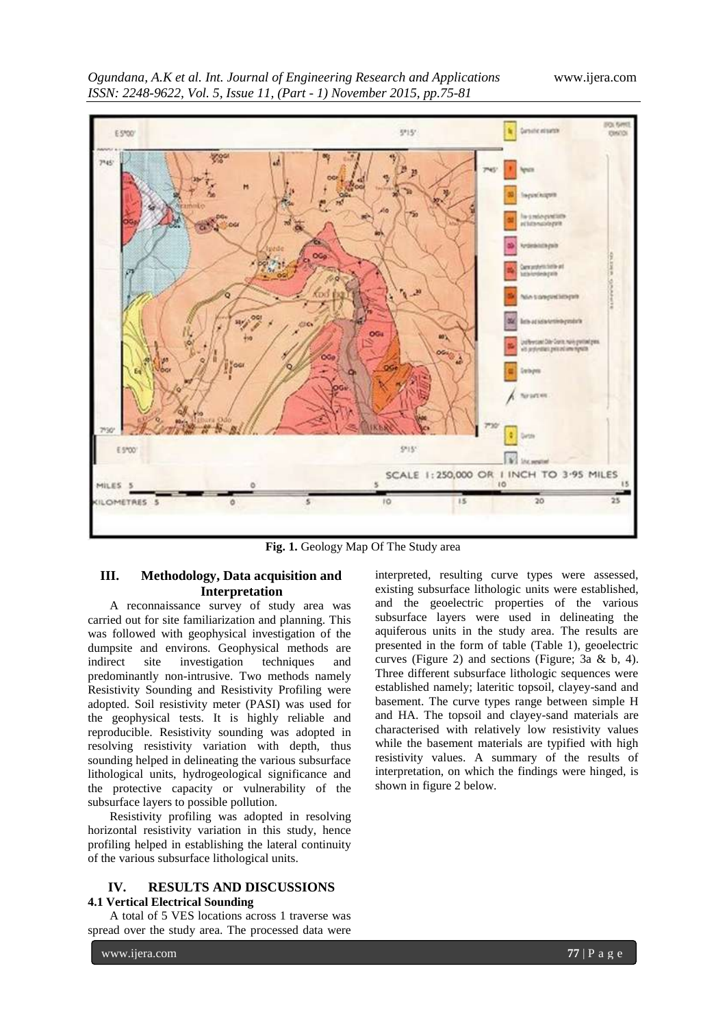**Fig. 1.** Geology Map Of The Study area

## III. Methodology, Data acquisition and Interpretation

A reconnaissance survey of study area was carried out for site familiarization and planning. This was followed with geophysical investigation of the dumpsite and environs. Geophysical methods are indirect site investigation techniques and predominantly non-intrusive. Two methods namely Resistivity Sounding and Resistivity Profiling were adopted. Soil resistivity meter (PASI) was used for the geophysical tests. It is highly reliable and reproducible. Resistivity sounding was adopted in resolving resistivity variation with depth, thus sounding helped in delineating the various subsurface lithological units, hydrogeological significance and the protective capacity or vulnerability of the subsurface layers to possible pollution.

Resistivity profiling was adopted in resolving horizontal resistivity variation in this study, hence profiling helped in establishing the lateral continuity of the various subsurface lithological units.

## IV. RESULTS AND DISCUSSIONS

### 4.1 Vertical Electrical Sounding

A total of 5 VES locations across 1 traverse was spread over the study area. The processed data were interpreted, resulting curve types were assessed, existing subsurface lithologic units were established, and the geoelectric properties of the various subsurface layers were used in delineating the aquiferous units in the study area. The results are presented in the form of table (Table 1), geoelectric curves (Figure 2) and sections (Figure; 3a & b, 4). Three different subsurface lithologic sequences were established namely; lateritic topsoil, clayey-sand and basement. The curve types range between simple H and HA. The topsoil and clayey-sand materials are characterised with relatively low resistivity values while the basement materials are typified with high resistivity values. A summary of the results of interpretation, on which the findings were hinged, is shown in figure 2 below.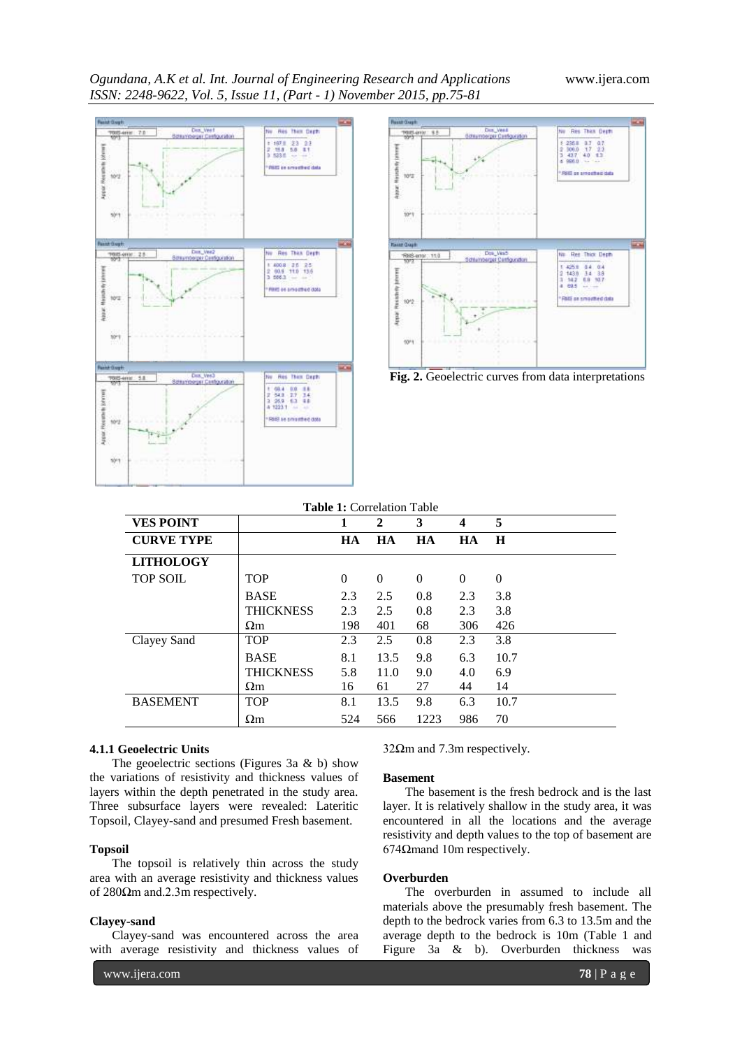Fig. 2. Geoelectric curves from data interpretations

**Table 1:** Correlation Table

| VES POINT | | 1 | 2 | 3 | 4 | 5 |
|---|---|---|---|---|---|---|
| CURVE TYPE | | HA | HA | HA | HA | H |
| **LITHOLOGY** | | | | | | |
| TOP SOIL | TOP | 0 | 0 | 0 | 0 | 0 |
| | BASE | 2.3 | 2.5 | 0.8 | 2.3 | 3.8 |
| | THICKNESS | 2.3 | 2.5 | 0.8 | 2.3 | 3.8 |
| | Ωm | 198 | 401 | 68 | 306 | 426 |
| Clayey Sand | TOP | 2.3 | 2.5 | 0.8 | 2.3 | 3.8 |
| | BASE | 8.1 | 13.5 | 9.8 | 6.3 | 10.7 |
| | THICKNESS | 5.8 | 11.0 | 9.0 | 4.0 | 6.9 |
| | Ωm | 16 | 61 | 27 | 44 | 14 |
| BASEMENT | TOP | 8.1 | 13.5 | 9.8 | 6.3 | 10.7 |
| | Ωm | 524 | 566 | 1223 | 986 | 70 |

#### 4.1.1 Geoelectric Units

The geoelectric sections (Figures 3a & b) show the variations of resistivity and thickness values of layers within the depth penetrated in the study area. Three subsurface layers were revealed: Lateritic Topsoil, Clayey-sand and presumed Fresh basement.

**Topsoil**

The topsoil is relatively thin across the study area with an average resistivity and thickness values of 280Ωm and.2.3m respectively.

**Clayey-sand**

Clayey-sand was encountered across the area with average resistivity and thickness values of 32Ωm and 7.3m respectively.

**Basement**

The basement is the fresh bedrock and is the last layer. It is relatively shallow in the study area, it was encountered in all the locations and the average resistivity and depth values to the top of basement are 674Ωmand 10m respectively.

**Overburden**

The overburden in assumed to include all materials above the presumably fresh basement. The depth to the bedrock varies from 6.3 to 13.5m and the average depth to the bedrock is 10m (Table 1 and Figure 3a & b). Overburden thickness was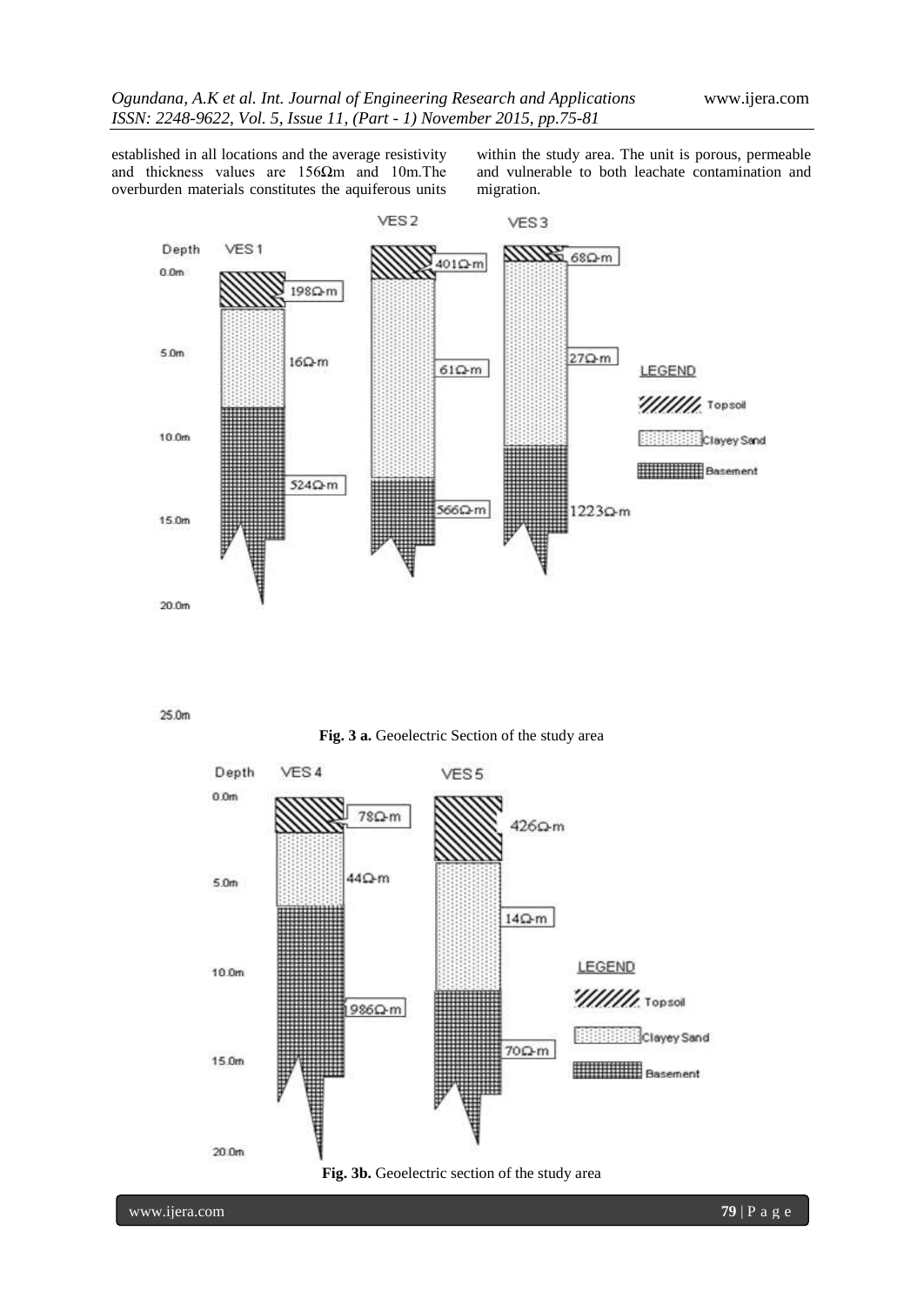established in all locations and the average resistivity and thickness values are 156Ωm and 10m.The overburden materials constitutes the aquiferous units within the study area. The unit is porous, permeable and vulnerable to both leachate contamination and migration.

**Fig. 3 a.** Geoelectric Section of the study area

**Fig. 3b.** Geoelectric section of the study area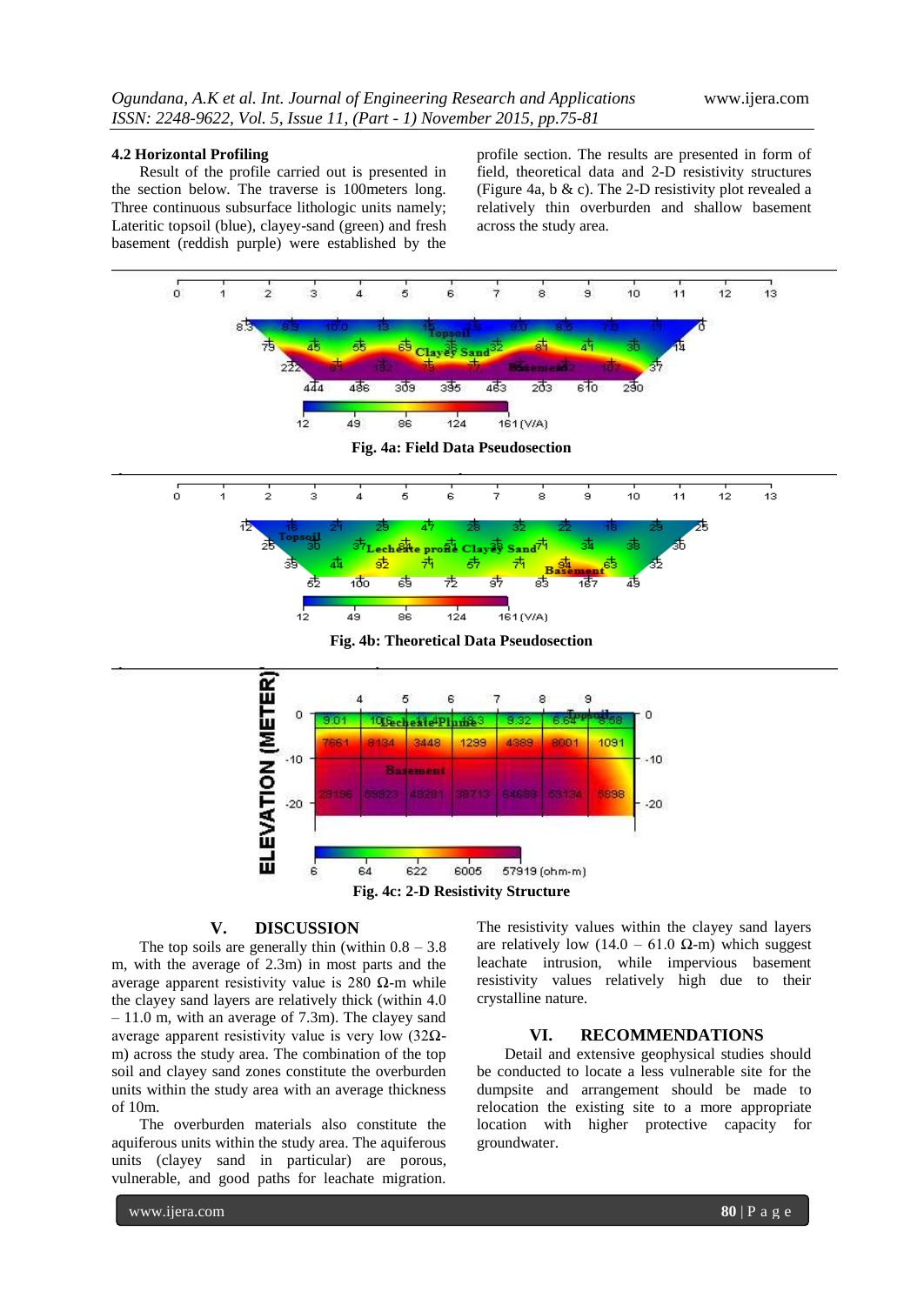### 4.2 Horizontal Profiling

Result of the profile carried out is presented in the section below. The traverse is 100meters long. Three continuous subsurface lithologic units namely; Lateritic topsoil (blue), clayey-sand (green) and fresh basement (reddish purple) were established by the profile section. The results are presented in form of field, theoretical data and 2-D resistivity structures (Figure 4a, b & c). The 2-D resistivity plot revealed a relatively thin overburden and shallow basement across the study area.

**Fig. 4a: Field Data Pseudosection**

**Fig. 4b: Theoretical Data Pseudosection**

**Fig. 4c: 2-D Resistivity Structure**

## V. DISCUSSION

The top soils are generally thin (within 0.8 – 3.8 m, with the average of 2.3m) in most parts and the average apparent resistivity value is 280 Ω-m while the clayey sand layers are relatively thick (within 4.0 – 11.0 m, with an average of 7.3m). The clayey sand average apparent resistivity value is very low (32Ω-m) across the study area. The combination of the top soil and clayey sand zones constitute the overburden units within the study area with an average thickness of 10m.

The overburden materials also constitute the aquiferous units within the study area. The aquiferous units (clayey sand in particular) are porous, vulnerable, and good paths for leachate migration. The resistivity values within the clayey sand layers are relatively low (14.0 – 61.0 Ω-m) which suggest leachate intrusion, while impervious basement resistivity values relatively high due to their crystalline nature.

## VI. RECOMMENDATIONS

Detail and extensive geophysical studies should be conducted to locate a less vulnerable site for the dumpsite and arrangement should be made to relocation the existing site to a more appropriate location with higher protective capacity for groundwater.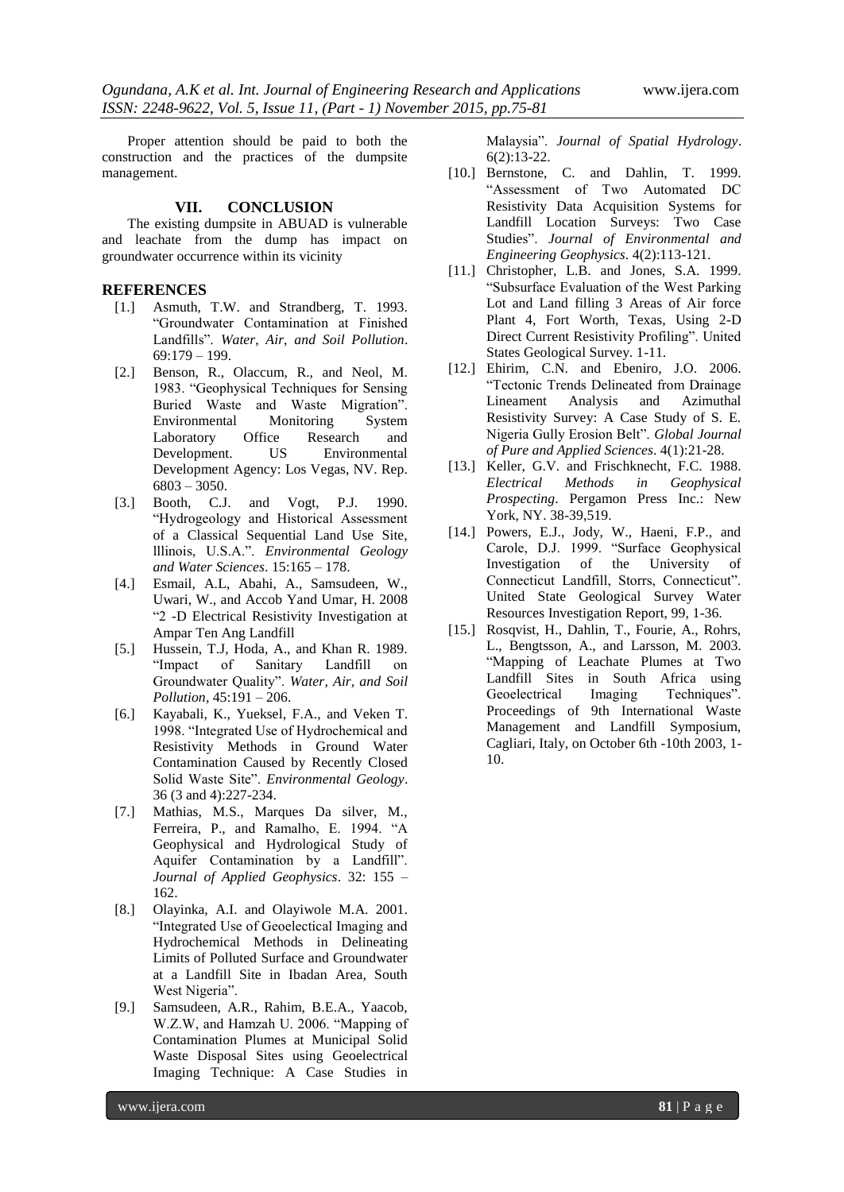Proper attention should be paid to both the construction and the practices of the dumpsite management.

## VII. CONCLUSION

The existing dumpsite in ABUAD is vulnerable and leachate from the dump has impact on groundwater occurrence within its vicinity

## REFERENCES

[1.] Asmuth, T.W. and Strandberg, T. 1993. "Groundwater Contamination at Finished Landfills". *Water, Air, and Soil Pollution*. 69:179 – 199.

[2.] Benson, R., Olaccum, R., and Neol, M. 1983. "Geophysical Techniques for Sensing Buried Waste and Waste Migration". Environmental Monitoring System Laboratory Office Research and Development. US Environmental Development Agency: Los Vegas, NV. Rep. 6803 – 3050.

[3.] Booth, C.J. and Vogt, P.J. 1990. "Hydrogeology and Historical Assessment of a Classical Sequential Land Use Site, lllinois, U.S.A.". *Environmental Geology and Water Sciences*. 15:165 – 178.

[4.] Esmail, A.L, Abahi, A., Samsudeen, W., Uwari, W., and Accob Yand Umar, H. 2008 "2 -D Electrical Resistivity Investigation at Ampar Ten Ang Landfill

[5.] Hussein, T.J, Hoda, A., and Khan R. 1989. "Impact of Sanitary Landfill on Groundwater Quality". *Water, Air, and Soil Pollution*, 45:191 – 206.

[6.] Kayabali, K., Yueksel, F.A., and Veken T. 1998. "Integrated Use of Hydrochemical and Resistivity Methods in Ground Water Contamination Caused by Recently Closed Solid Waste Site". *Environmental Geology*. 36 (3 and 4):227-234.

[7.] Mathias, M.S., Marques Da silver, M., Ferreira, P., and Ramalho, E. 1994. "A Geophysical and Hydrological Study of Aquifer Contamination by a Landfill". *Journal of Applied Geophysics*. 32: 155 – 162.

[8.] Olayinka, A.I. and Olayiwole M.A. 2001. "Integrated Use of Geoelectical Imaging and Hydrochemical Methods in Delineating Limits of Polluted Surface and Groundwater at a Landfill Site in Ibadan Area, South West Nigeria".

[9.] Samsudeen, A.R., Rahim, B.E.A., Yaacob, W.Z.W, and Hamzah U. 2006. "Mapping of Contamination Plumes at Municipal Solid Waste Disposal Sites using Geoelectrical Imaging Technique: A Case Studies in Malaysia". *Journal of Spatial Hydrology*. 6(2):13-22.

[10.] Bernstone, C. and Dahlin, T. 1999. "Assessment of Two Automated DC Resistivity Data Acquisition Systems for Landfill Location Surveys: Two Case Studies". *Journal of Environmental and Engineering Geophysics*. 4(2):113-121.

[11.] Christopher, L.B. and Jones, S.A. 1999. "Subsurface Evaluation of the West Parking Lot and Land filling 3 Areas of Air force Plant 4, Fort Worth, Texas, Using 2-D Direct Current Resistivity Profiling". United States Geological Survey. 1-11.

[12.] Ehirim, C.N. and Ebeniro, J.O. 2006. "Tectonic Trends Delineated from Drainage Lineament Analysis and Azimuthal Resistivity Survey: A Case Study of S. E. Nigeria Gully Erosion Belt". *Global Journal of Pure and Applied Sciences*. 4(1):21-28.

[13.] Keller, G.V. and Frischknecht, F.C. 1988. *Electrical Methods in Geophysical Prospecting*. Pergamon Press Inc.: New York, NY. 38-39,519.

[14.] Powers, E.J., Jody, W., Haeni, F.P., and Carole, D.J. 1999. "Surface Geophysical Investigation of the University of Connecticut Landfill, Storrs, Connecticut". United State Geological Survey Water Resources Investigation Report, 99, 1-36.

[15.] Rosqvist, H., Dahlin, T., Fourie, A., Rohrs, L., Bengtsson, A., and Larsson, M. 2003. "Mapping of Leachate Plumes at Two Landfill Sites in South Africa using Geoelectrical Imaging Techniques". Proceedings of 9th International Waste Management and Landfill Symposium, Cagliari, Italy, on October 6th -10th 2003, 1-10.